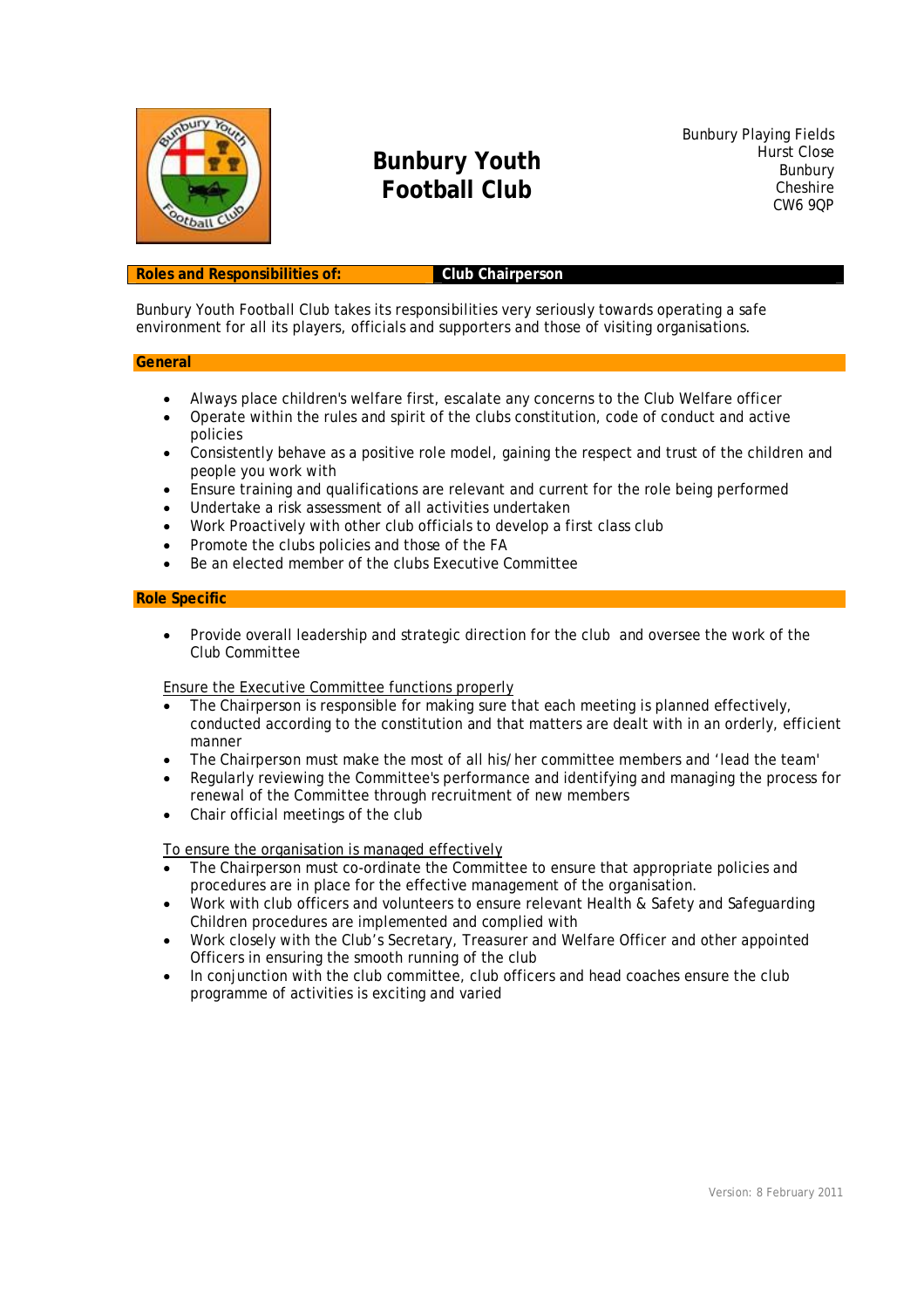# Bunbury Youth Football Club

Bunbury Playing Fields
Hurst Close
Bunbury
Cheshire
CW6 9QP

**Roles and Responsibilities of:** **Club Chairperson**

Bunbury Youth Football Club takes its responsibilities very seriously towards operating a safe environment for all its players, officials and supporters and those of visiting organisations.

## General

- Always place children's welfare first, escalate any concerns to the Club Welfare officer
- Operate within the rules and spirit of the clubs constitution, code of conduct and active policies
- Consistently behave as a positive role model, gaining the respect and trust of the children and people you work with
- Ensure training and qualifications are relevant and current for the role being performed
- Undertake a risk assessment of all activities undertaken
- Work Proactively with other club officials to develop a first class club
- Promote the clubs policies and those of the FA
- Be an elected member of the clubs Executive Committee

## Role Specific

- Provide overall leadership and strategic direction for the club and oversee the work of the Club Committee

<u>Ensure the Executive Committee functions properly</u>

- The Chairperson is responsible for making sure that each meeting is planned effectively, conducted according to the constitution and that matters are dealt with in an orderly, efficient manner
- The Chairperson must make the most of all his/her committee members and 'lead the team'
- Regularly reviewing the Committee's performance and identifying and managing the process for renewal of the Committee through recruitment of new members
- Chair official meetings of the club

<u>To ensure the organisation is managed effectively</u>

- The Chairperson must co-ordinate the Committee to ensure that appropriate policies and procedures are in place for the effective management of the organisation.
- Work with club officers and volunteers to ensure relevant Health & Safety and Safeguarding Children procedures are implemented and complied with
- Work closely with the Club's Secretary, Treasurer and Welfare Officer and other appointed Officers in ensuring the smooth running of the club
- In conjunction with the club committee, club officers and head coaches ensure the club programme of activities is exciting and varied

Version: 8 February 2011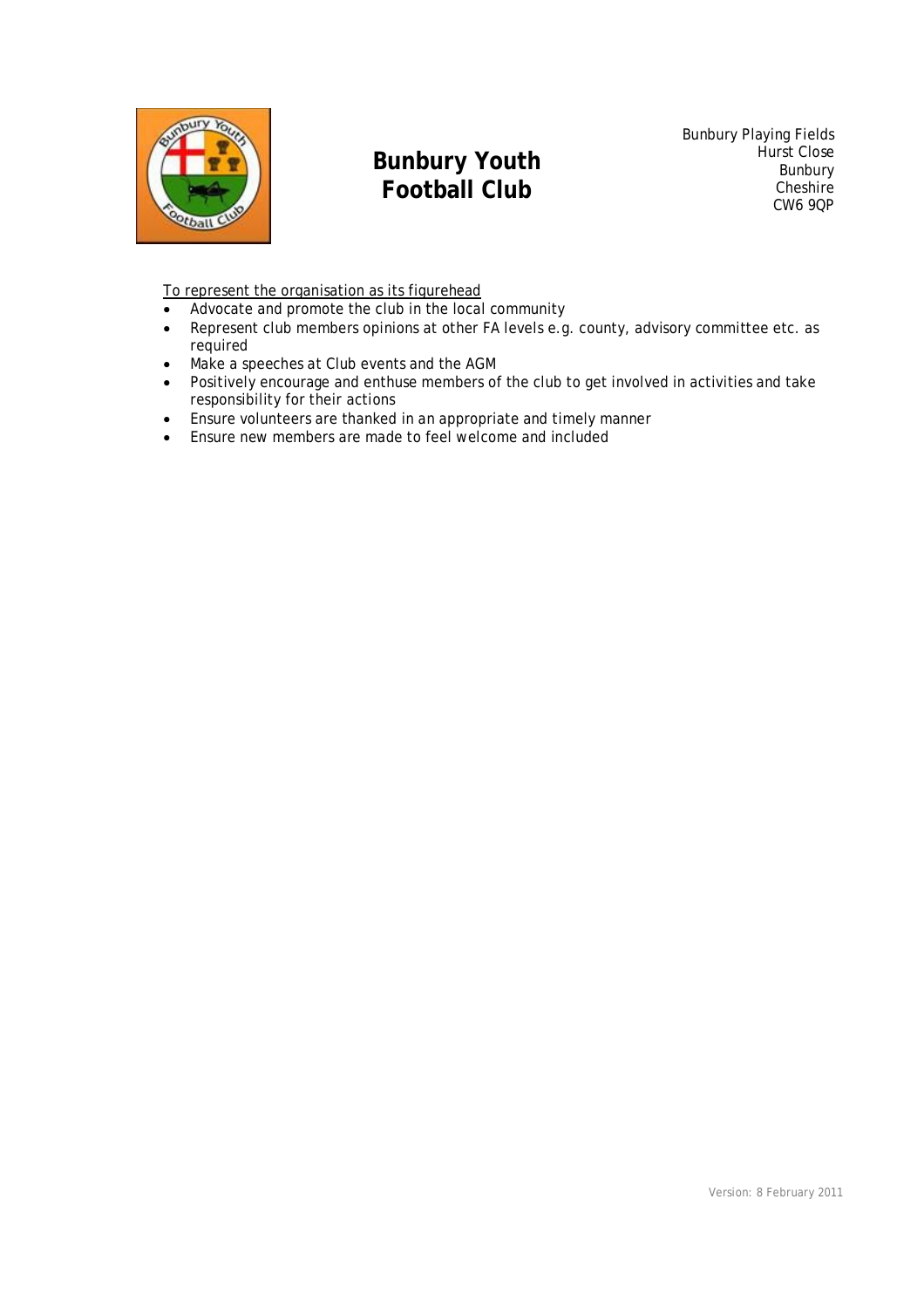# Bunbury Youth Football Club

Bunbury Playing Fields
Hurst Close
Bunbury
Cheshire
CW6 9QP

To represent the organisation as its figurehead

- Advocate and promote the club in the local community
- Represent club members opinions at other FA levels e.g. county, advisory committee etc. as required
- Make a speeches at Club events and the AGM
- Positively encourage and enthuse members of the club to get involved in activities and take responsibility for their actions
- Ensure volunteers are thanked in an appropriate and timely manner
- Ensure new members are made to feel welcome and included

Version: 8 February 2011